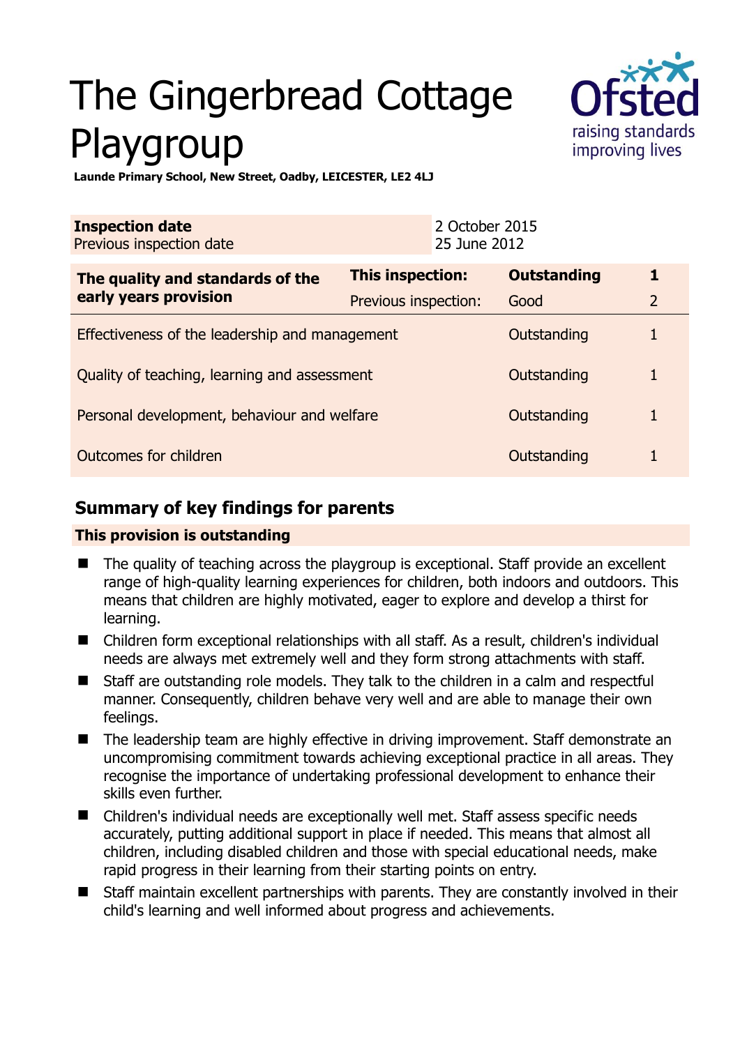# The Gingerbread Cottage Playgroup

**Launde Primary School, New Street, Oadby, LEICESTER, LE2 4LJ**

| **Inspection date** | 2 October 2015 |
|---|---|
| Previous inspection date | 25 June 2012 |

| **The quality and standards of the early years provision** | **This inspection:** | **Outstanding** | **1** |
|---|---|---|---|
| | Previous inspection: | Good | 2 |
| Effectiveness of the leadership and management | | Outstanding | 1 |
| Quality of teaching, learning and assessment | | Outstanding | 1 |
| Personal development, behaviour and welfare | | Outstanding | 1 |
| Outcomes for children | | Outstanding | 1 |

## Summary of key findings for parents

**This provision is outstanding**

- The quality of teaching across the playgroup is exceptional. Staff provide an excellent range of high-quality learning experiences for children, both indoors and outdoors. This means that children are highly motivated, eager to explore and develop a thirst for learning.
- Children form exceptional relationships with all staff. As a result, children's individual needs are always met extremely well and they form strong attachments with staff.
- Staff are outstanding role models. They talk to the children in a calm and respectful manner. Consequently, children behave very well and are able to manage their own feelings.
- The leadership team are highly effective in driving improvement. Staff demonstrate an uncompromising commitment towards achieving exceptional practice in all areas. They recognise the importance of undertaking professional development to enhance their skills even further.
- Children's individual needs are exceptionally well met. Staff assess specific needs accurately, putting additional support in place if needed. This means that almost all children, including disabled children and those with special educational needs, make rapid progress in their learning from their starting points on entry.
- Staff maintain excellent partnerships with parents. They are constantly involved in their child's learning and well informed about progress and achievements.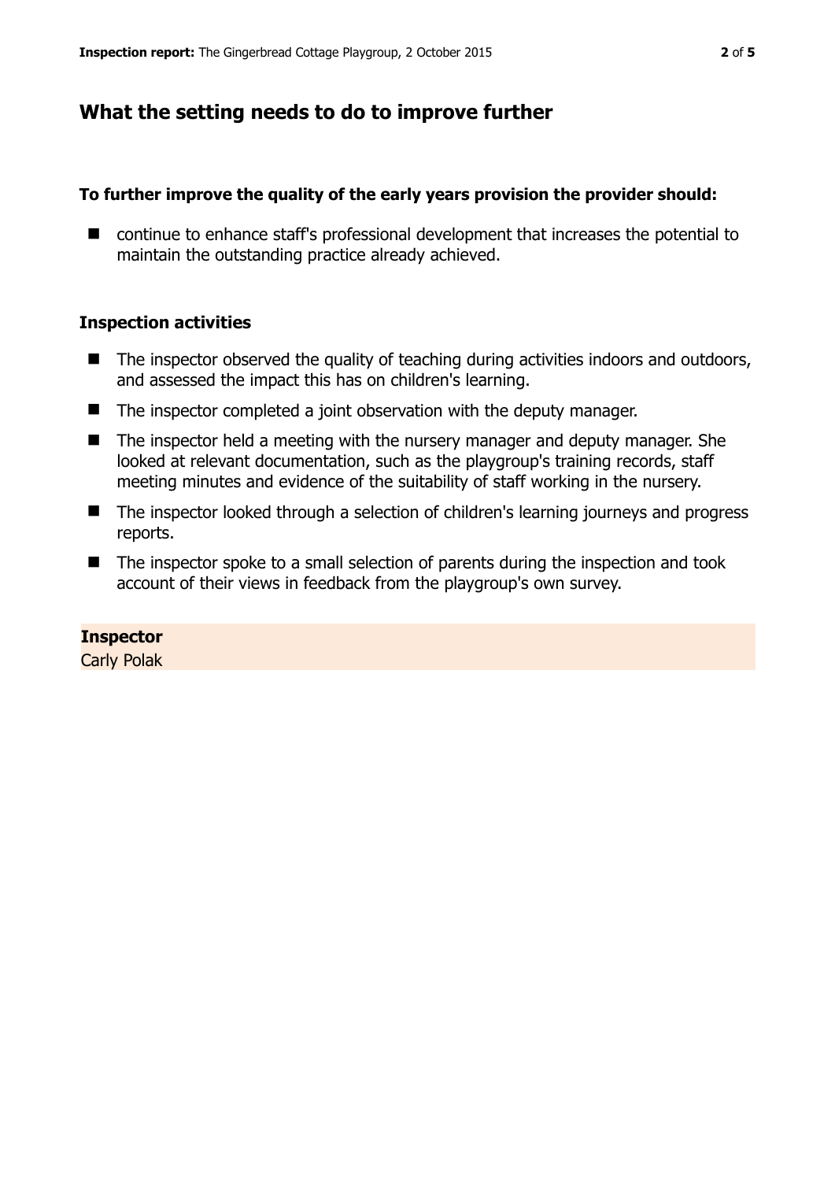## What the setting needs to do to improve further

**To further improve the quality of the early years provision the provider should:**

- continue to enhance staff's professional development that increases the potential to maintain the outstanding practice already achieved.

### Inspection activities

- The inspector observed the quality of teaching during activities indoors and outdoors, and assessed the impact this has on children's learning.
- The inspector completed a joint observation with the deputy manager.
- The inspector held a meeting with the nursery manager and deputy manager. She looked at relevant documentation, such as the playgroup's training records, staff meeting minutes and evidence of the suitability of staff working in the nursery.
- The inspector looked through a selection of children's learning journeys and progress reports.
- The inspector spoke to a small selection of parents during the inspection and took account of their views in feedback from the playgroup's own survey.

**Inspector**
Carly Polak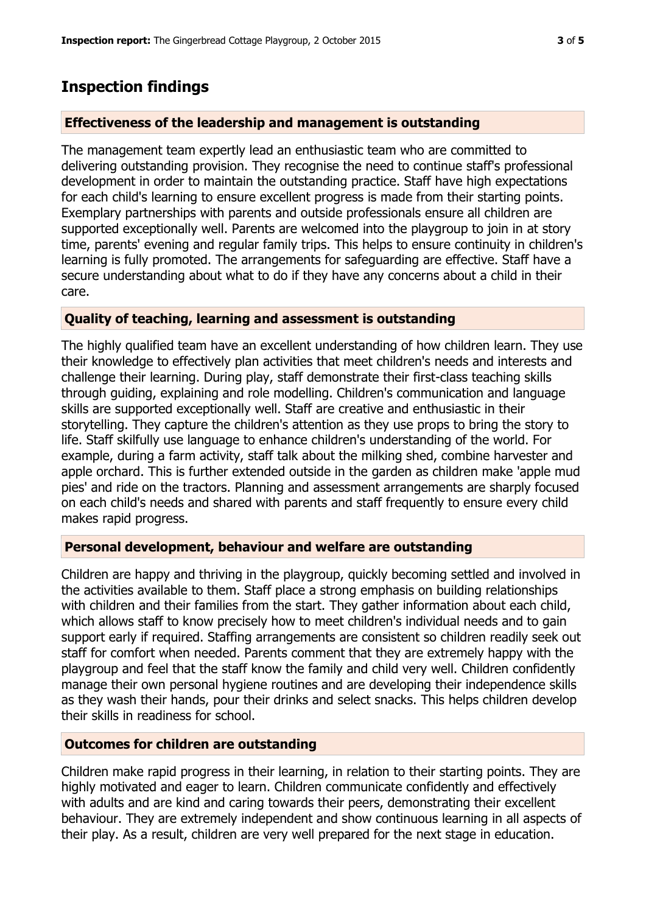## Inspection findings

### Effectiveness of the leadership and management is outstanding

The management team expertly lead an enthusiastic team who are committed to delivering outstanding provision. They recognise the need to continue staff's professional development in order to maintain the outstanding practice. Staff have high expectations for each child's learning to ensure excellent progress is made from their starting points. Exemplary partnerships with parents and outside professionals ensure all children are supported exceptionally well. Parents are welcomed into the playgroup to join in at story time, parents' evening and regular family trips. This helps to ensure continuity in children's learning is fully promoted. The arrangements for safeguarding are effective. Staff have a secure understanding about what to do if they have any concerns about a child in their care.

### Quality of teaching, learning and assessment is outstanding

The highly qualified team have an excellent understanding of how children learn. They use their knowledge to effectively plan activities that meet children's needs and interests and challenge their learning. During play, staff demonstrate their first-class teaching skills through guiding, explaining and role modelling. Children's communication and language skills are supported exceptionally well. Staff are creative and enthusiastic in their storytelling. They capture the children's attention as they use props to bring the story to life. Staff skilfully use language to enhance children's understanding of the world. For example, during a farm activity, staff talk about the milking shed, combine harvester and apple orchard. This is further extended outside in the garden as children make 'apple mud pies' and ride on the tractors. Planning and assessment arrangements are sharply focused on each child's needs and shared with parents and staff frequently to ensure every child makes rapid progress.

### Personal development, behaviour and welfare are outstanding

Children are happy and thriving in the playgroup, quickly becoming settled and involved in the activities available to them. Staff place a strong emphasis on building relationships with children and their families from the start. They gather information about each child, which allows staff to know precisely how to meet children's individual needs and to gain support early if required. Staffing arrangements are consistent so children readily seek out staff for comfort when needed. Parents comment that they are extremely happy with the playgroup and feel that the staff know the family and child very well. Children confidently manage their own personal hygiene routines and are developing their independence skills as they wash their hands, pour their drinks and select snacks. This helps children develop their skills in readiness for school.

### Outcomes for children are outstanding

Children make rapid progress in their learning, in relation to their starting points. They are highly motivated and eager to learn. Children communicate confidently and effectively with adults and are kind and caring towards their peers, demonstrating their excellent behaviour. They are extremely independent and show continuous learning in all aspects of their play. As a result, children are very well prepared for the next stage in education.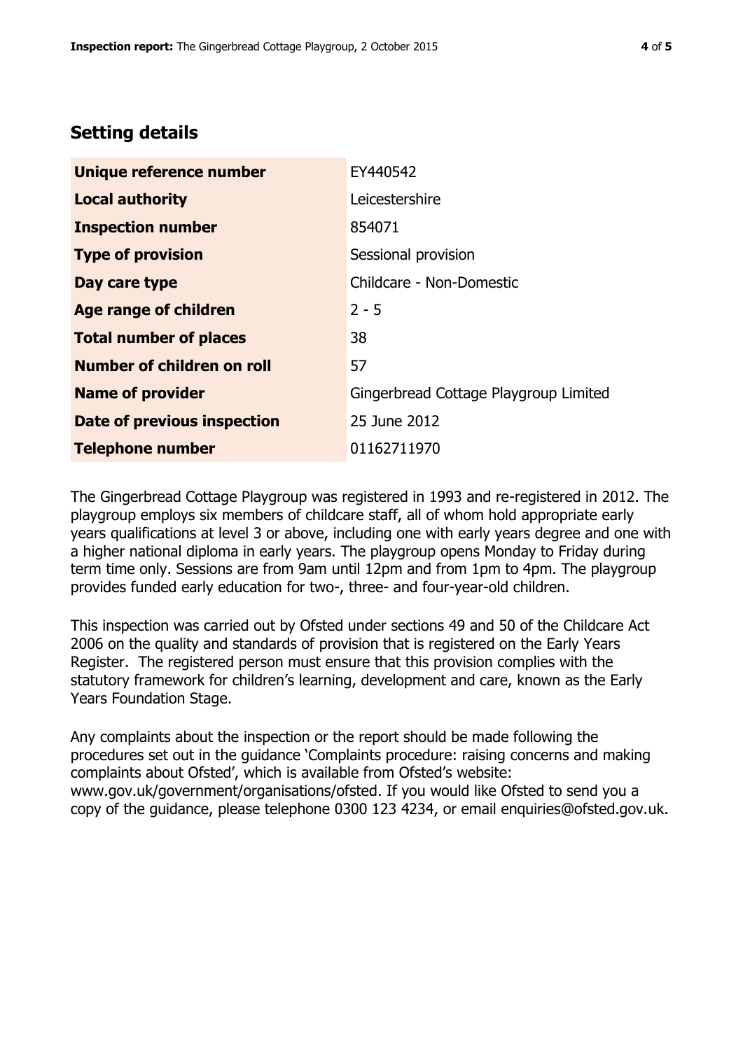## Setting details

| | |
|---|---|
| **Unique reference number** | EY440542 |
| **Local authority** | Leicestershire |
| **Inspection number** | 854071 |
| **Type of provision** | Sessional provision |
| **Day care type** | Childcare - Non-Domestic |
| **Age range of children** | 2 - 5 |
| **Total number of places** | 38 |
| **Number of children on roll** | 57 |
| **Name of provider** | Gingerbread Cottage Playgroup Limited |
| **Date of previous inspection** | 25 June 2012 |
| **Telephone number** | 01162711970 |

The Gingerbread Cottage Playgroup was registered in 1993 and re-registered in 2012. The playgroup employs six members of childcare staff, all of whom hold appropriate early years qualifications at level 3 or above, including one with early years degree and one with a higher national diploma in early years. The playgroup opens Monday to Friday during term time only. Sessions are from 9am until 12pm and from 1pm to 4pm. The playgroup provides funded early education for two-, three- and four-year-old children.

This inspection was carried out by Ofsted under sections 49 and 50 of the Childcare Act 2006 on the quality and standards of provision that is registered on the Early Years Register. The registered person must ensure that this provision complies with the statutory framework for children's learning, development and care, known as the Early Years Foundation Stage.

Any complaints about the inspection or the report should be made following the procedures set out in the guidance 'Complaints procedure: raising concerns and making complaints about Ofsted', which is available from Ofsted's website: www.gov.uk/government/organisations/ofsted. If you would like Ofsted to send you a copy of the guidance, please telephone 0300 123 4234, or email enquiries@ofsted.gov.uk.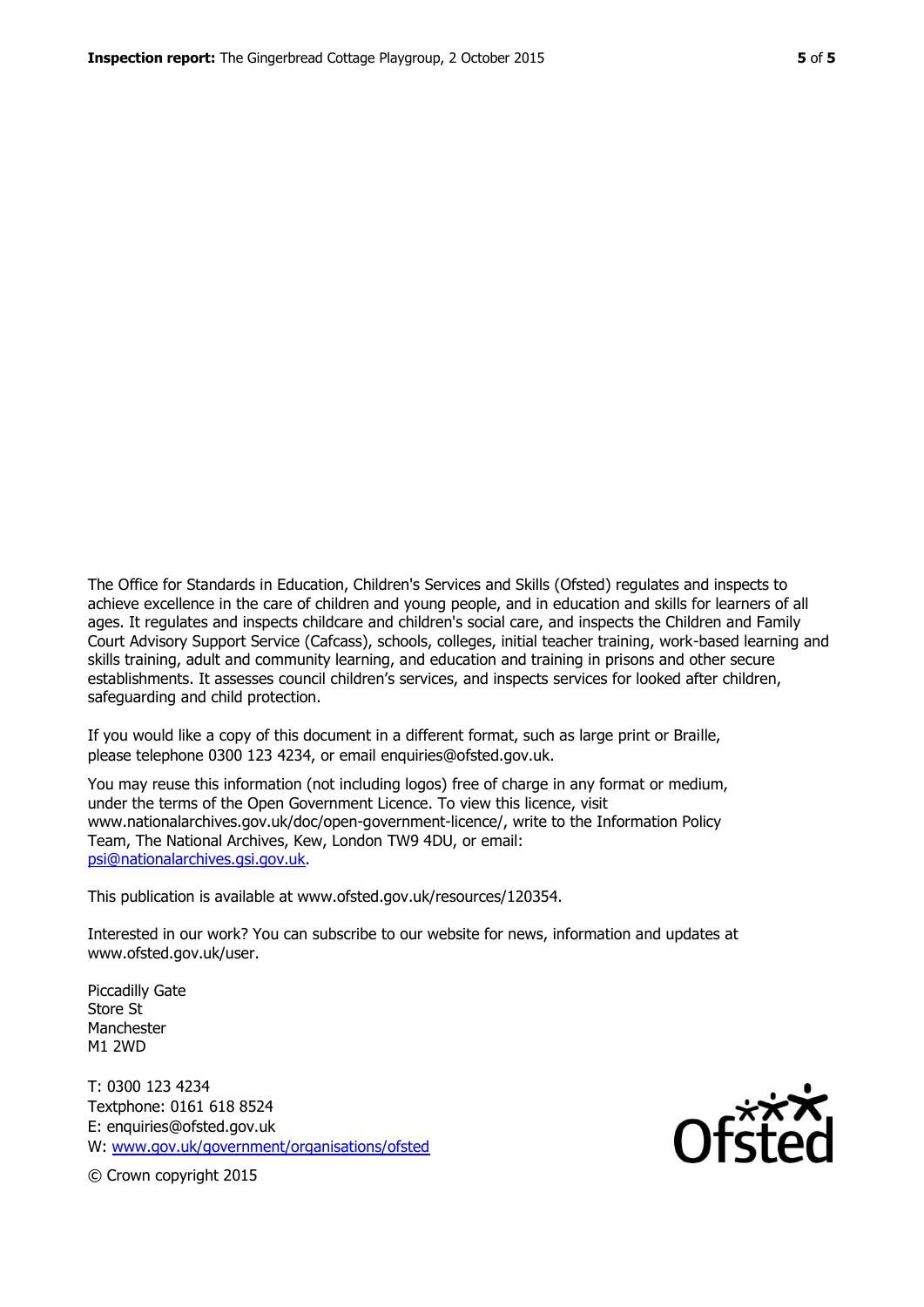The Office for Standards in Education, Children's Services and Skills (Ofsted) regulates and inspects to achieve excellence in the care of children and young people, and in education and skills for learners of all ages. It regulates and inspects childcare and children's social care, and inspects the Children and Family Court Advisory Support Service (Cafcass), schools, colleges, initial teacher training, work-based learning and skills training, adult and community learning, and education and training in prisons and other secure establishments. It assesses council children's services, and inspects services for looked after children, safeguarding and child protection.

If you would like a copy of this document in a different format, such as large print or Braille, please telephone 0300 123 4234, or email enquiries@ofsted.gov.uk.

You may reuse this information (not including logos) free of charge in any format or medium, under the terms of the Open Government Licence. To view this licence, visit www.nationalarchives.gov.uk/doc/open-government-licence/, write to the Information Policy Team, The National Archives, Kew, London TW9 4DU, or email: psi@nationalarchives.gsi.gov.uk.

This publication is available at www.ofsted.gov.uk/resources/120354.

Interested in our work? You can subscribe to our website for news, information and updates at www.ofsted.gov.uk/user.

Piccadilly Gate
Store St
Manchester
M1 2WD

T: 0300 123 4234
Textphone: 0161 618 8524
E: enquiries@ofsted.gov.uk
W: www.gov.uk/government/organisations/ofsted

© Crown copyright 2015